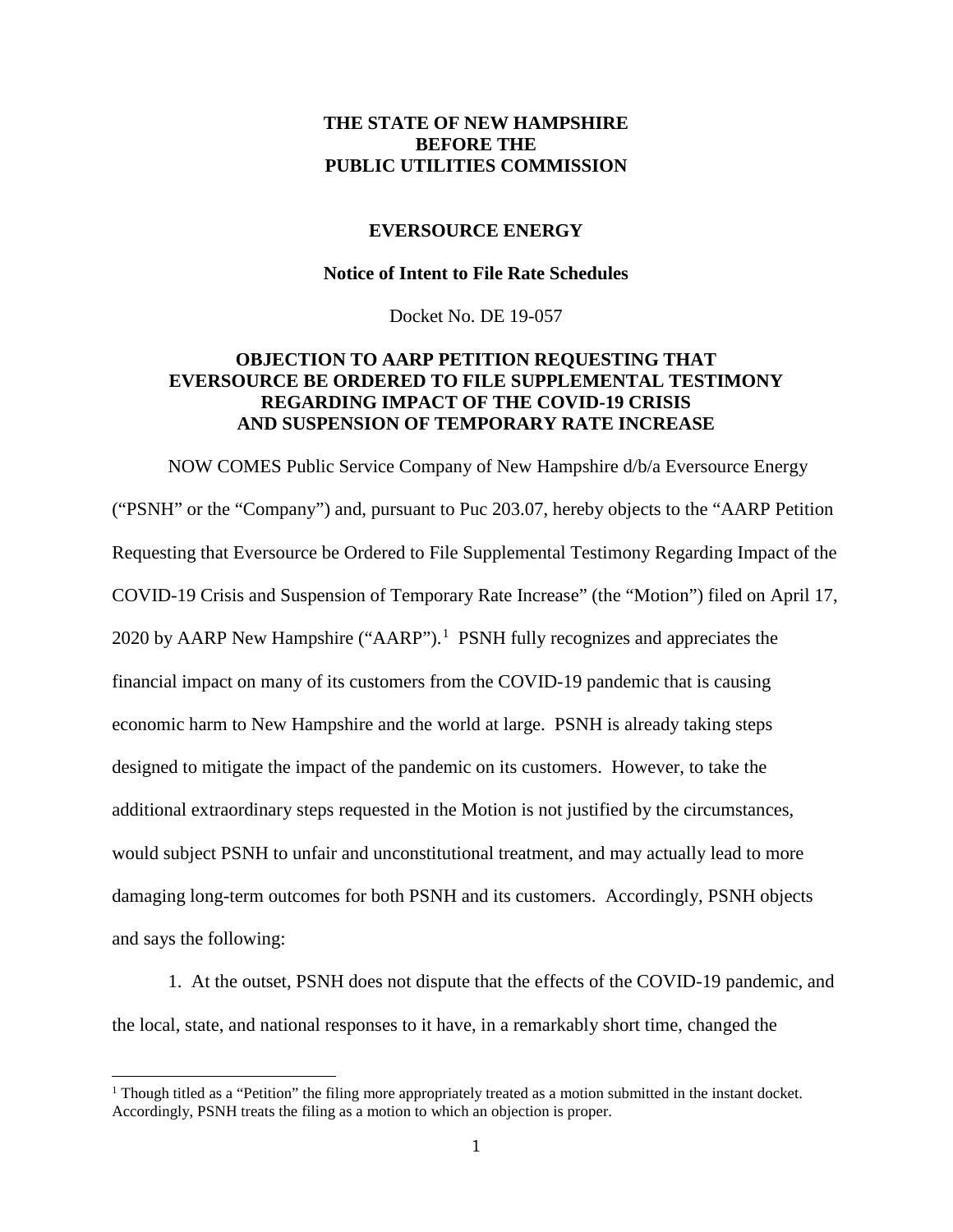**THE STATE OF NEW HAMPSHIRE**
**BEFORE THE**
**PUBLIC UTILITIES COMMISSION**

**EVERSOURCE ENERGY**

**Notice of Intent to File Rate Schedules**

Docket No. DE 19-057

**OBJECTION TO AARP PETITION REQUESTING THAT EVERSOURCE BE ORDERED TO FILE SUPPLEMENTAL TESTIMONY REGARDING IMPACT OF THE COVID-19 CRISIS AND SUSPENSION OF TEMPORARY RATE INCREASE**

NOW COMES Public Service Company of New Hampshire d/b/a Eversource Energy ("PSNH" or the "Company") and, pursuant to Puc 203.07, hereby objects to the "AARP Petition Requesting that Eversource be Ordered to File Supplemental Testimony Regarding Impact of the COVID-19 Crisis and Suspension of Temporary Rate Increase" (the "Motion") filed on April 17, 2020 by AARP New Hampshire ("AARP").[1] PSNH fully recognizes and appreciates the financial impact on many of its customers from the COVID-19 pandemic that is causing economic harm to New Hampshire and the world at large. PSNH is already taking steps designed to mitigate the impact of the pandemic on its customers. However, to take the additional extraordinary steps requested in the Motion is not justified by the circumstances, would subject PSNH to unfair and unconstitutional treatment, and may actually lead to more damaging long-term outcomes for both PSNH and its customers. Accordingly, PSNH objects and says the following:

1. At the outset, PSNH does not dispute that the effects of the COVID-19 pandemic, and the local, state, and national responses to it have, in a remarkably short time, changed the

[1] Though titled as a "Petition" the filing more appropriately treated as a motion submitted in the instant docket. Accordingly, PSNH treats the filing as a motion to which an objection is proper.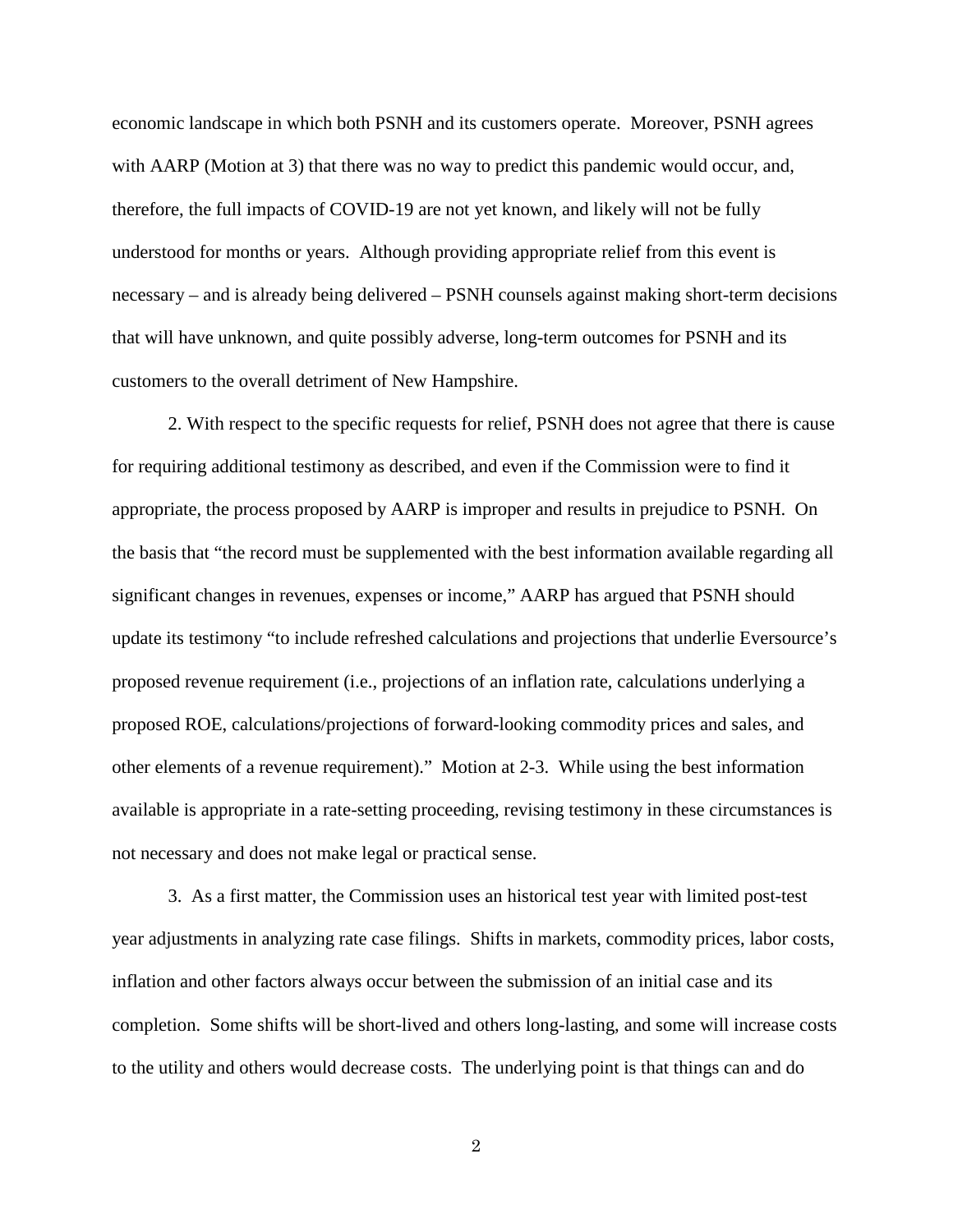economic landscape in which both PSNH and its customers operate. Moreover, PSNH agrees with AARP (Motion at 3) that there was no way to predict this pandemic would occur, and, therefore, the full impacts of COVID-19 are not yet known, and likely will not be fully understood for months or years. Although providing appropriate relief from this event is necessary – and is already being delivered – PSNH counsels against making short-term decisions that will have unknown, and quite possibly adverse, long-term outcomes for PSNH and its customers to the overall detriment of New Hampshire.

2. With respect to the specific requests for relief, PSNH does not agree that there is cause for requiring additional testimony as described, and even if the Commission were to find it appropriate, the process proposed by AARP is improper and results in prejudice to PSNH. On the basis that "the record must be supplemented with the best information available regarding all significant changes in revenues, expenses or income," AARP has argued that PSNH should update its testimony "to include refreshed calculations and projections that underlie Eversource's proposed revenue requirement (i.e., projections of an inflation rate, calculations underlying a proposed ROE, calculations/projections of forward-looking commodity prices and sales, and other elements of a revenue requirement)." Motion at 2-3. While using the best information available is appropriate in a rate-setting proceeding, revising testimony in these circumstances is not necessary and does not make legal or practical sense.

3. As a first matter, the Commission uses an historical test year with limited post-test year adjustments in analyzing rate case filings. Shifts in markets, commodity prices, labor costs, inflation and other factors always occur between the submission of an initial case and its completion. Some shifts will be short-lived and others long-lasting, and some will increase costs to the utility and others would decrease costs. The underlying point is that things can and do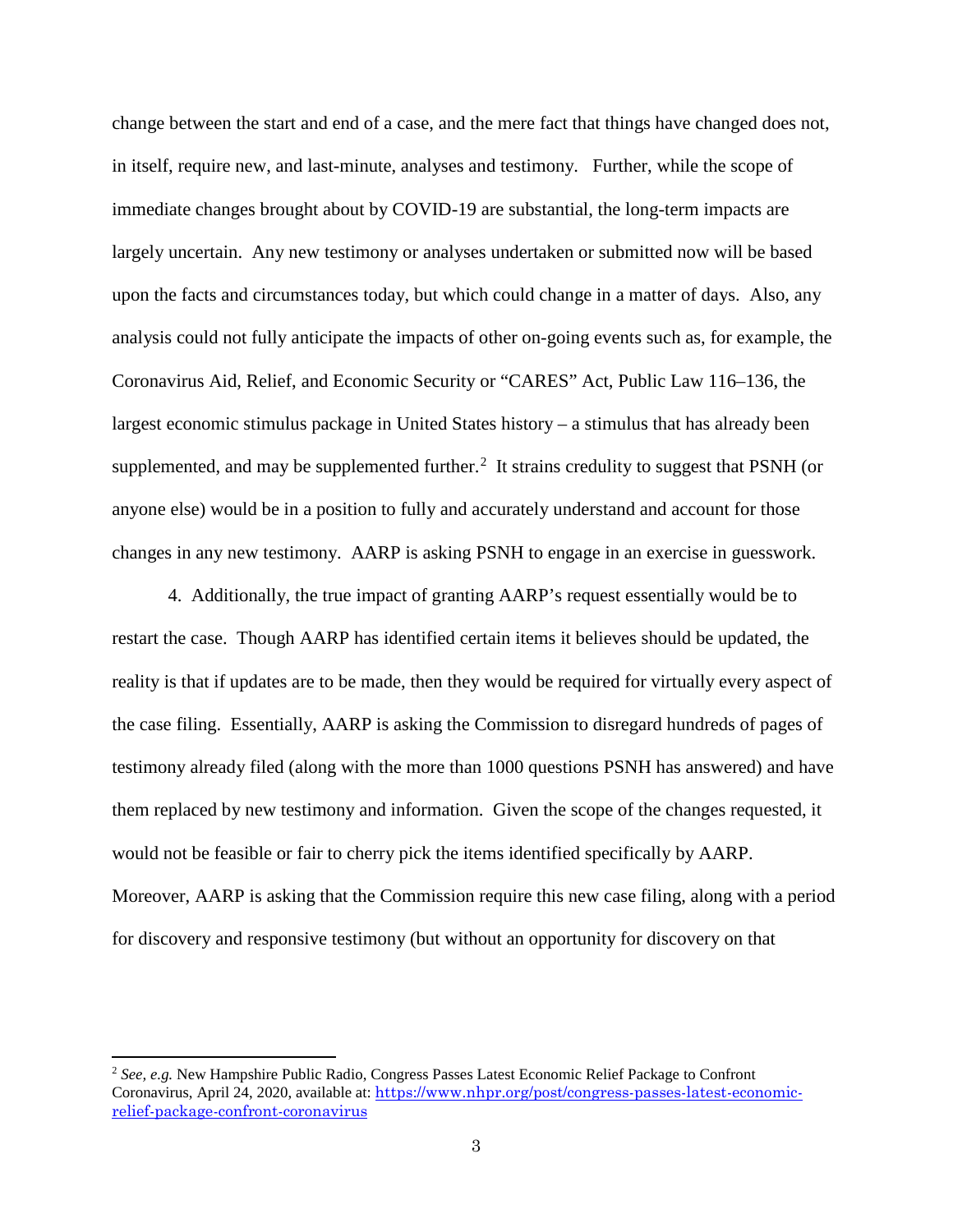change between the start and end of a case, and the mere fact that things have changed does not, in itself, require new, and last-minute, analyses and testimony. Further, while the scope of immediate changes brought about by COVID-19 are substantial, the long-term impacts are largely uncertain. Any new testimony or analyses undertaken or submitted now will be based upon the facts and circumstances today, but which could change in a matter of days. Also, any analysis could not fully anticipate the impacts of other on-going events such as, for example, the Coronavirus Aid, Relief, and Economic Security or "CARES" Act, Public Law 116–136, the largest economic stimulus package in United States history – a stimulus that has already been supplemented, and may be supplemented further.[2] It strains credulity to suggest that PSNH (or anyone else) would be in a position to fully and accurately understand and account for those changes in any new testimony. AARP is asking PSNH to engage in an exercise in guesswork.

4. Additionally, the true impact of granting AARP's request essentially would be to restart the case. Though AARP has identified certain items it believes should be updated, the reality is that if updates are to be made, then they would be required for virtually every aspect of the case filing. Essentially, AARP is asking the Commission to disregard hundreds of pages of testimony already filed (along with the more than 1000 questions PSNH has answered) and have them replaced by new testimony and information. Given the scope of the changes requested, it would not be feasible or fair to cherry pick the items identified specifically by AARP. Moreover, AARP is asking that the Commission require this new case filing, along with a period for discovery and responsive testimony (but without an opportunity for discovery on that

---

[2] *See, e.g.* New Hampshire Public Radio, Congress Passes Latest Economic Relief Package to Confront Coronavirus, April 24, 2020, available at: https://www.nhpr.org/post/congress-passes-latest-economic-relief-package-confront-coronavirus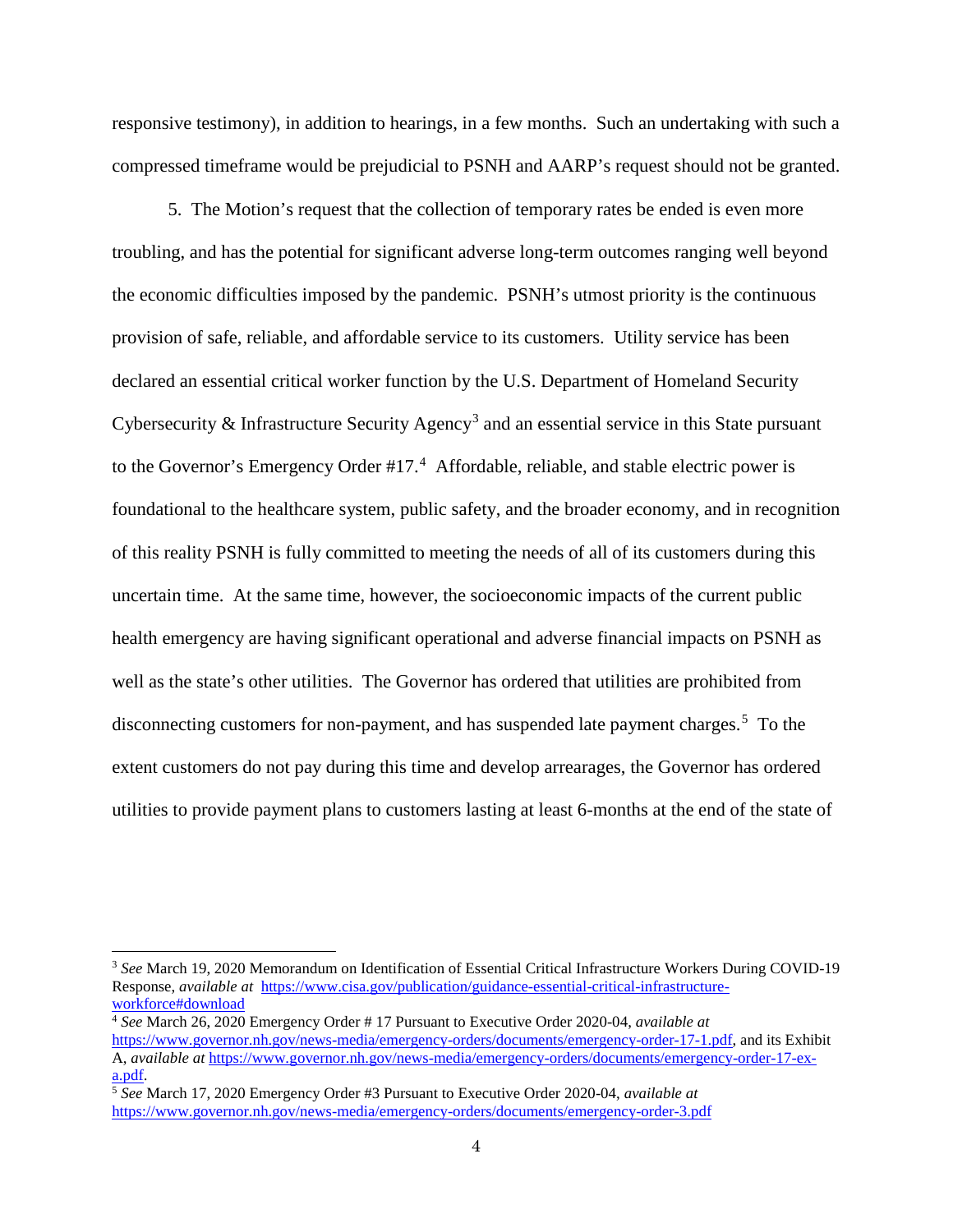responsive testimony), in addition to hearings, in a few months. Such an undertaking with such a compressed timeframe would be prejudicial to PSNH and AARP's request should not be granted.

5. The Motion's request that the collection of temporary rates be ended is even more troubling, and has the potential for significant adverse long-term outcomes ranging well beyond the economic difficulties imposed by the pandemic. PSNH's utmost priority is the continuous provision of safe, reliable, and affordable service to its customers. Utility service has been declared an essential critical worker function by the U.S. Department of Homeland Security Cybersecurity & Infrastructure Security Agency[3] and an essential service in this State pursuant to the Governor's Emergency Order #17.[4] Affordable, reliable, and stable electric power is foundational to the healthcare system, public safety, and the broader economy, and in recognition of this reality PSNH is fully committed to meeting the needs of all of its customers during this uncertain time. At the same time, however, the socioeconomic impacts of the current public health emergency are having significant operational and adverse financial impacts on PSNH as well as the state's other utilities. The Governor has ordered that utilities are prohibited from disconnecting customers for non-payment, and has suspended late payment charges.[5] To the extent customers do not pay during this time and develop arrearages, the Governor has ordered utilities to provide payment plans to customers lasting at least 6-months at the end of the state of

---

[3] *See* March 19, 2020 Memorandum on Identification of Essential Critical Infrastructure Workers During COVID-19 Response, *available at* https://www.cisa.gov/publication/guidance-essential-critical-infrastructure-workforce#download

[4] *See* March 26, 2020 Emergency Order # 17 Pursuant to Executive Order 2020-04, *available at* https://www.governor.nh.gov/news-media/emergency-orders/documents/emergency-order-17-1.pdf, and its Exhibit A, *available at* https://www.governor.nh.gov/news-media/emergency-orders/documents/emergency-order-17-ex-a.pdf.

[5] *See* March 17, 2020 Emergency Order #3 Pursuant to Executive Order 2020-04, *available at* https://www.governor.nh.gov/news-media/emergency-orders/documents/emergency-order-3.pdf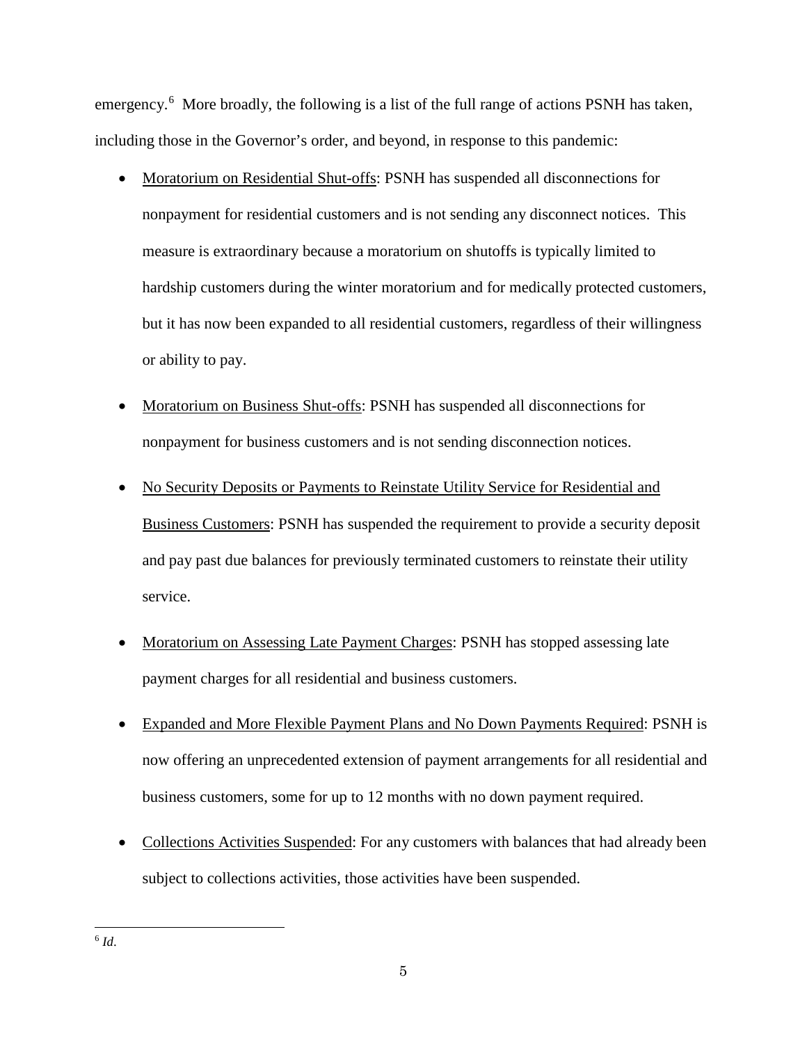emergency.[6] More broadly, the following is a list of the full range of actions PSNH has taken, including those in the Governor's order, and beyond, in response to this pandemic:

- Moratorium on Residential Shut-offs: PSNH has suspended all disconnections for nonpayment for residential customers and is not sending any disconnect notices. This measure is extraordinary because a moratorium on shutoffs is typically limited to hardship customers during the winter moratorium and for medically protected customers, but it has now been expanded to all residential customers, regardless of their willingness or ability to pay.

- Moratorium on Business Shut-offs: PSNH has suspended all disconnections for nonpayment for business customers and is not sending disconnection notices.

- No Security Deposits or Payments to Reinstate Utility Service for Residential and Business Customers: PSNH has suspended the requirement to provide a security deposit and pay past due balances for previously terminated customers to reinstate their utility service.

- Moratorium on Assessing Late Payment Charges: PSNH has stopped assessing late payment charges for all residential and business customers.

- Expanded and More Flexible Payment Plans and No Down Payments Required: PSNH is now offering an unprecedented extension of payment arrangements for all residential and business customers, some for up to 12 months with no down payment required.

- Collections Activities Suspended: For any customers with balances that had already been subject to collections activities, those activities have been suspended.

---

[6] *Id*.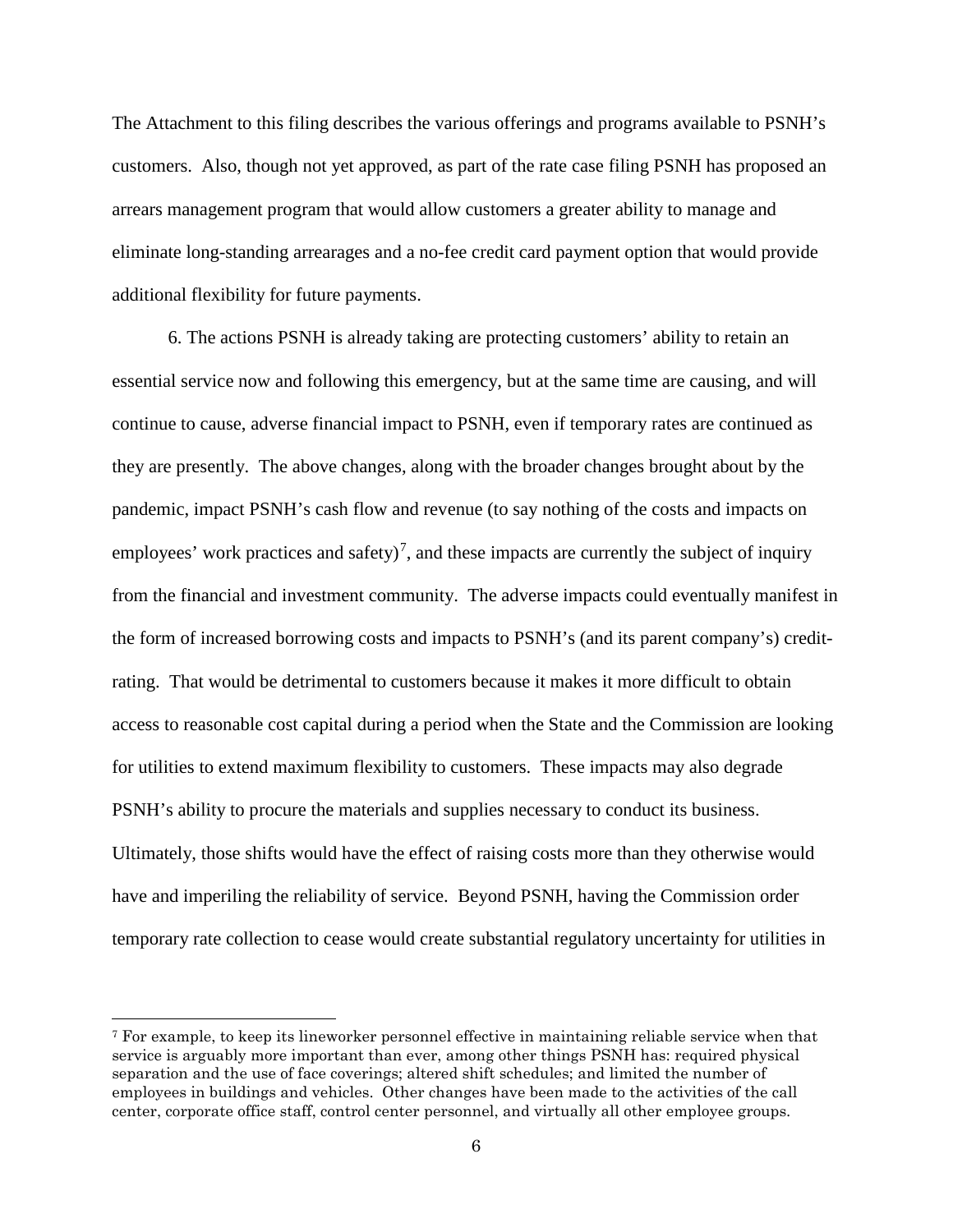The Attachment to this filing describes the various offerings and programs available to PSNH's customers. Also, though not yet approved, as part of the rate case filing PSNH has proposed an arrears management program that would allow customers a greater ability to manage and eliminate long-standing arrearages and a no-fee credit card payment option that would provide additional flexibility for future payments.

6. The actions PSNH is already taking are protecting customers' ability to retain an essential service now and following this emergency, but at the same time are causing, and will continue to cause, adverse financial impact to PSNH, even if temporary rates are continued as they are presently. The above changes, along with the broader changes brought about by the pandemic, impact PSNH's cash flow and revenue (to say nothing of the costs and impacts on employees' work practices and safety)[7], and these impacts are currently the subject of inquiry from the financial and investment community. The adverse impacts could eventually manifest in the form of increased borrowing costs and impacts to PSNH's (and its parent company's) credit-rating. That would be detrimental to customers because it makes it more difficult to obtain access to reasonable cost capital during a period when the State and the Commission are looking for utilities to extend maximum flexibility to customers. These impacts may also degrade PSNH's ability to procure the materials and supplies necessary to conduct its business. Ultimately, those shifts would have the effect of raising costs more than they otherwise would have and imperiling the reliability of service. Beyond PSNH, having the Commission order temporary rate collection to cease would create substantial regulatory uncertainty for utilities in

---

[7] For example, to keep its lineworker personnel effective in maintaining reliable service when that service is arguably more important than ever, among other things PSNH has: required physical separation and the use of face coverings; altered shift schedules; and limited the number of employees in buildings and vehicles. Other changes have been made to the activities of the call center, corporate office staff, control center personnel, and virtually all other employee groups.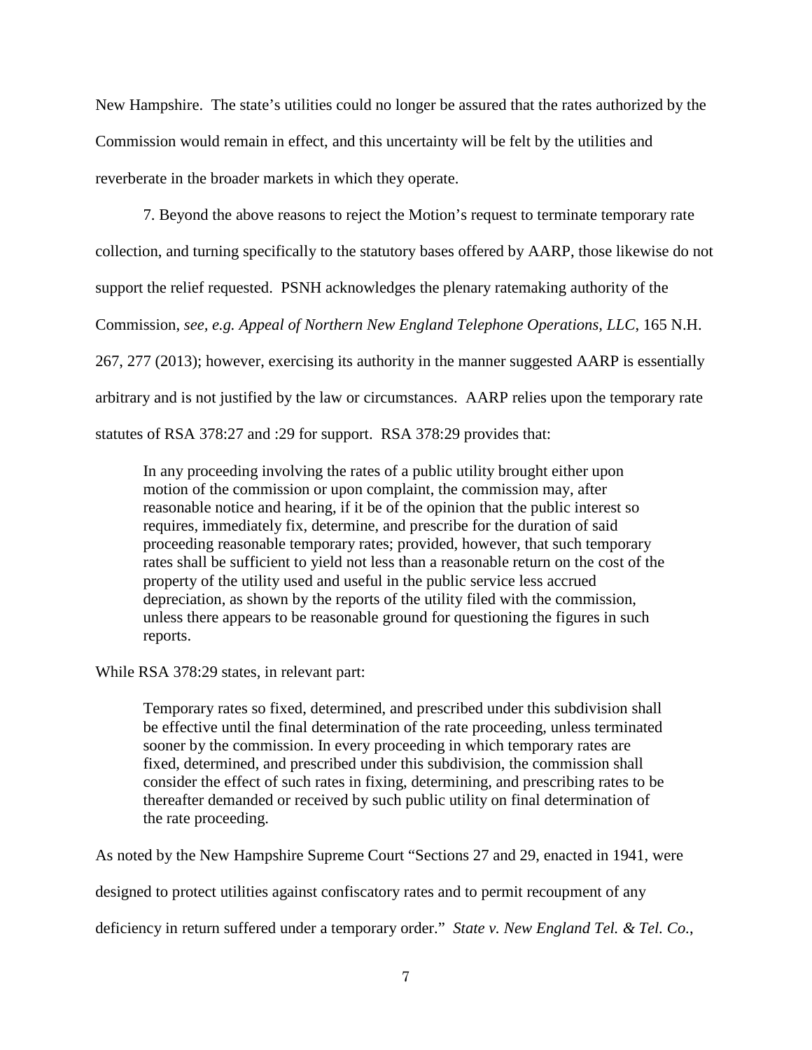New Hampshire. The state's utilities could no longer be assured that the rates authorized by the Commission would remain in effect, and this uncertainty will be felt by the utilities and reverberate in the broader markets in which they operate.

7. Beyond the above reasons to reject the Motion's request to terminate temporary rate collection, and turning specifically to the statutory bases offered by AARP, those likewise do not support the relief requested. PSNH acknowledges the plenary ratemaking authority of the Commission, *see, e.g. Appeal of Northern New England Telephone Operations, LLC*, 165 N.H. 267, 277 (2013); however, exercising its authority in the manner suggested AARP is essentially arbitrary and is not justified by the law or circumstances. AARP relies upon the temporary rate statutes of RSA 378:27 and :29 for support. RSA 378:29 provides that:

> In any proceeding involving the rates of a public utility brought either upon motion of the commission or upon complaint, the commission may, after reasonable notice and hearing, if it be of the opinion that the public interest so requires, immediately fix, determine, and prescribe for the duration of said proceeding reasonable temporary rates; provided, however, that such temporary rates shall be sufficient to yield not less than a reasonable return on the cost of the property of the utility used and useful in the public service less accrued depreciation, as shown by the reports of the utility filed with the commission, unless there appears to be reasonable ground for questioning the figures in such reports.

While RSA 378:29 states, in relevant part:

> Temporary rates so fixed, determined, and prescribed under this subdivision shall be effective until the final determination of the rate proceeding, unless terminated sooner by the commission. In every proceeding in which temporary rates are fixed, determined, and prescribed under this subdivision, the commission shall consider the effect of such rates in fixing, determining, and prescribing rates to be thereafter demanded or received by such public utility on final determination of the rate proceeding.

As noted by the New Hampshire Supreme Court "Sections 27 and 29, enacted in 1941, were designed to protect utilities against confiscatory rates and to permit recoupment of any deficiency in return suffered under a temporary order." *State v. New England Tel. & Tel. Co.*,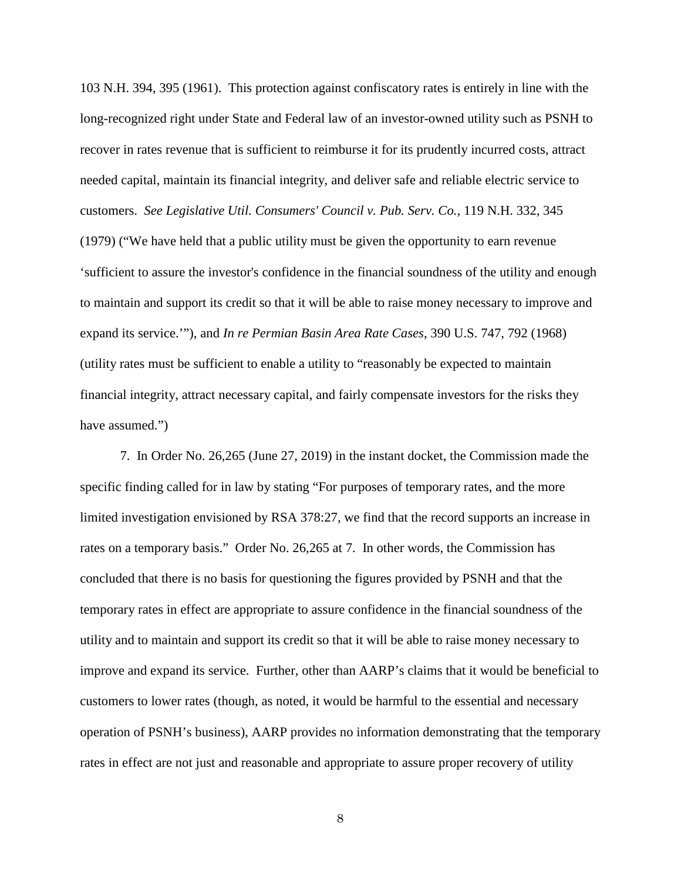103 N.H. 394, 395 (1961). This protection against confiscatory rates is entirely in line with the long-recognized right under State and Federal law of an investor-owned utility such as PSNH to recover in rates revenue that is sufficient to reimburse it for its prudently incurred costs, attract needed capital, maintain its financial integrity, and deliver safe and reliable electric service to customers. *See Legislative Util. Consumers' Council v. Pub. Serv. Co.*, 119 N.H. 332, 345 (1979) ("We have held that a public utility must be given the opportunity to earn revenue 'sufficient to assure the investor's confidence in the financial soundness of the utility and enough to maintain and support its credit so that it will be able to raise money necessary to improve and expand its service.'"), and *In re Permian Basin Area Rate Cases*, 390 U.S. 747, 792 (1968) (utility rates must be sufficient to enable a utility to "reasonably be expected to maintain financial integrity, attract necessary capital, and fairly compensate investors for the risks they have assumed.")

7. In Order No. 26,265 (June 27, 2019) in the instant docket, the Commission made the specific finding called for in law by stating "For purposes of temporary rates, and the more limited investigation envisioned by RSA 378:27, we find that the record supports an increase in rates on a temporary basis." Order No. 26,265 at 7. In other words, the Commission has concluded that there is no basis for questioning the figures provided by PSNH and that the temporary rates in effect are appropriate to assure confidence in the financial soundness of the utility and to maintain and support its credit so that it will be able to raise money necessary to improve and expand its service. Further, other than AARP's claims that it would be beneficial to customers to lower rates (though, as noted, it would be harmful to the essential and necessary operation of PSNH's business), AARP provides no information demonstrating that the temporary rates in effect are not just and reasonable and appropriate to assure proper recovery of utility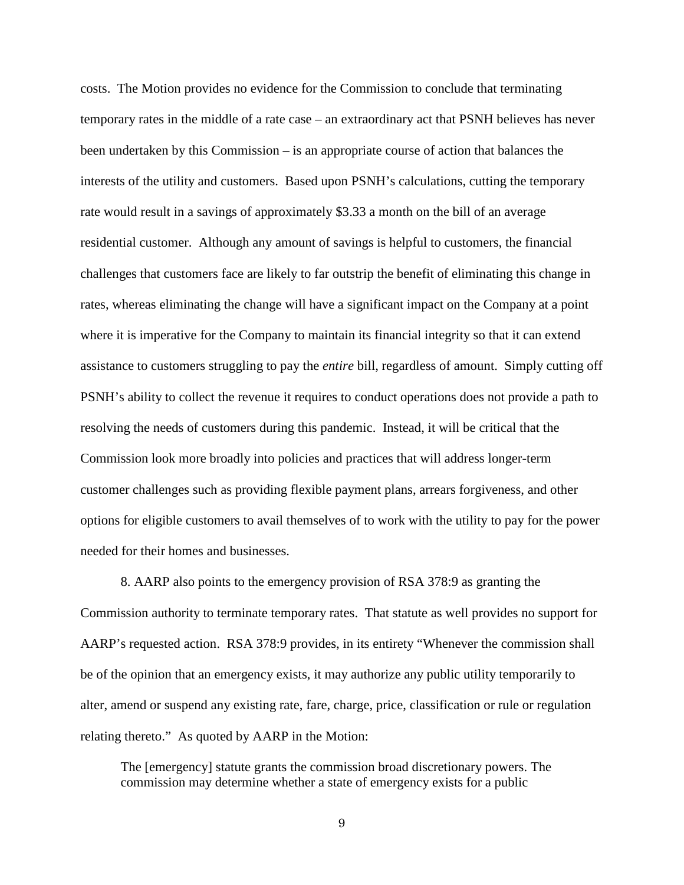costs. The Motion provides no evidence for the Commission to conclude that terminating temporary rates in the middle of a rate case – an extraordinary act that PSNH believes has never been undertaken by this Commission – is an appropriate course of action that balances the interests of the utility and customers. Based upon PSNH's calculations, cutting the temporary rate would result in a savings of approximately $3.33 a month on the bill of an average residential customer. Although any amount of savings is helpful to customers, the financial challenges that customers face are likely to far outstrip the benefit of eliminating this change in rates, whereas eliminating the change will have a significant impact on the Company at a point where it is imperative for the Company to maintain its financial integrity so that it can extend assistance to customers struggling to pay the *entire* bill, regardless of amount. Simply cutting off PSNH's ability to collect the revenue it requires to conduct operations does not provide a path to resolving the needs of customers during this pandemic. Instead, it will be critical that the Commission look more broadly into policies and practices that will address longer-term customer challenges such as providing flexible payment plans, arrears forgiveness, and other options for eligible customers to avail themselves of to work with the utility to pay for the power needed for their homes and businesses.

8. AARP also points to the emergency provision of RSA 378:9 as granting the Commission authority to terminate temporary rates. That statute as well provides no support for AARP's requested action. RSA 378:9 provides, in its entirety "Whenever the commission shall be of the opinion that an emergency exists, it may authorize any public utility temporarily to alter, amend or suspend any existing rate, fare, charge, price, classification or rule or regulation relating thereto." As quoted by AARP in the Motion:

> The [emergency] statute grants the commission broad discretionary powers. The commission may determine whether a state of emergency exists for a public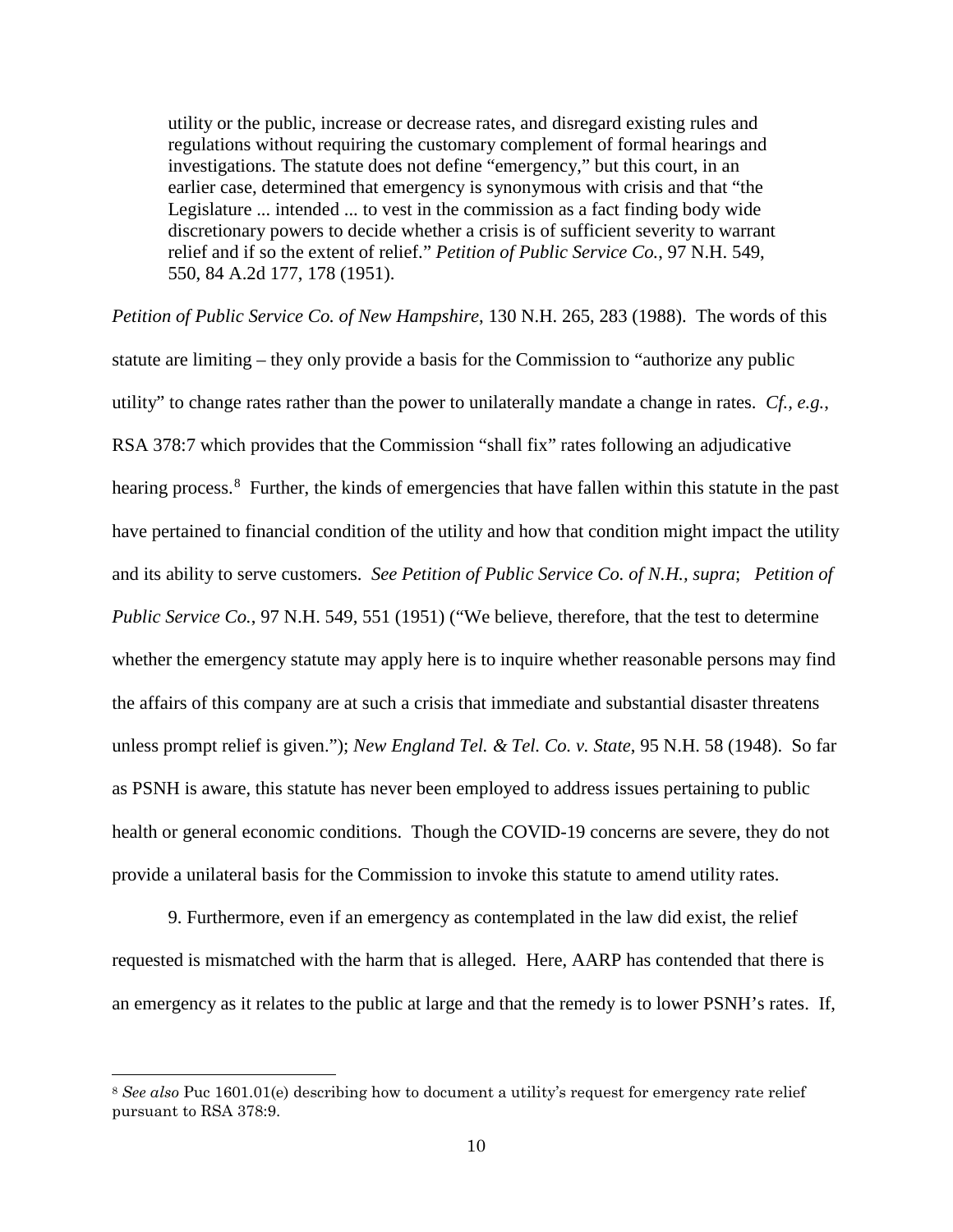> utility or the public, increase or decrease rates, and disregard existing rules and regulations without requiring the customary complement of formal hearings and investigations. The statute does not define "emergency," but this court, in an earlier case, determined that emergency is synonymous with crisis and that "the Legislature ... intended ... to vest in the commission as a fact finding body wide discretionary powers to decide whether a crisis is of sufficient severity to warrant relief and if so the extent of relief." *Petition of Public Service Co.*, 97 N.H. 549, 550, 84 A.2d 177, 178 (1951).

*Petition of Public Service Co. of New Hampshire*, 130 N.H. 265, 283 (1988). The words of this statute are limiting – they only provide a basis for the Commission to "authorize any public utility" to change rates rather than the power to unilaterally mandate a change in rates. *Cf., e.g.*, RSA 378:7 which provides that the Commission "shall fix" rates following an adjudicative hearing process.[8] Further, the kinds of emergencies that have fallen within this statute in the past have pertained to financial condition of the utility and how that condition might impact the utility and its ability to serve customers. *See Petition of Public Service Co. of N.H., supra*; *Petition of Public Service Co.*, 97 N.H. 549, 551 (1951) ("We believe, therefore, that the test to determine whether the emergency statute may apply here is to inquire whether reasonable persons may find the affairs of this company are at such a crisis that immediate and substantial disaster threatens unless prompt relief is given."); *New England Tel. & Tel. Co. v. State*, 95 N.H. 58 (1948). So far as PSNH is aware, this statute has never been employed to address issues pertaining to public health or general economic conditions. Though the COVID-19 concerns are severe, they do not provide a unilateral basis for the Commission to invoke this statute to amend utility rates.

9. Furthermore, even if an emergency as contemplated in the law did exist, the relief requested is mismatched with the harm that is alleged. Here, AARP has contended that there is an emergency as it relates to the public at large and that the remedy is to lower PSNH's rates. If,

[8] *See also* Puc 1601.01(e) describing how to document a utility's request for emergency rate relief pursuant to RSA 378:9.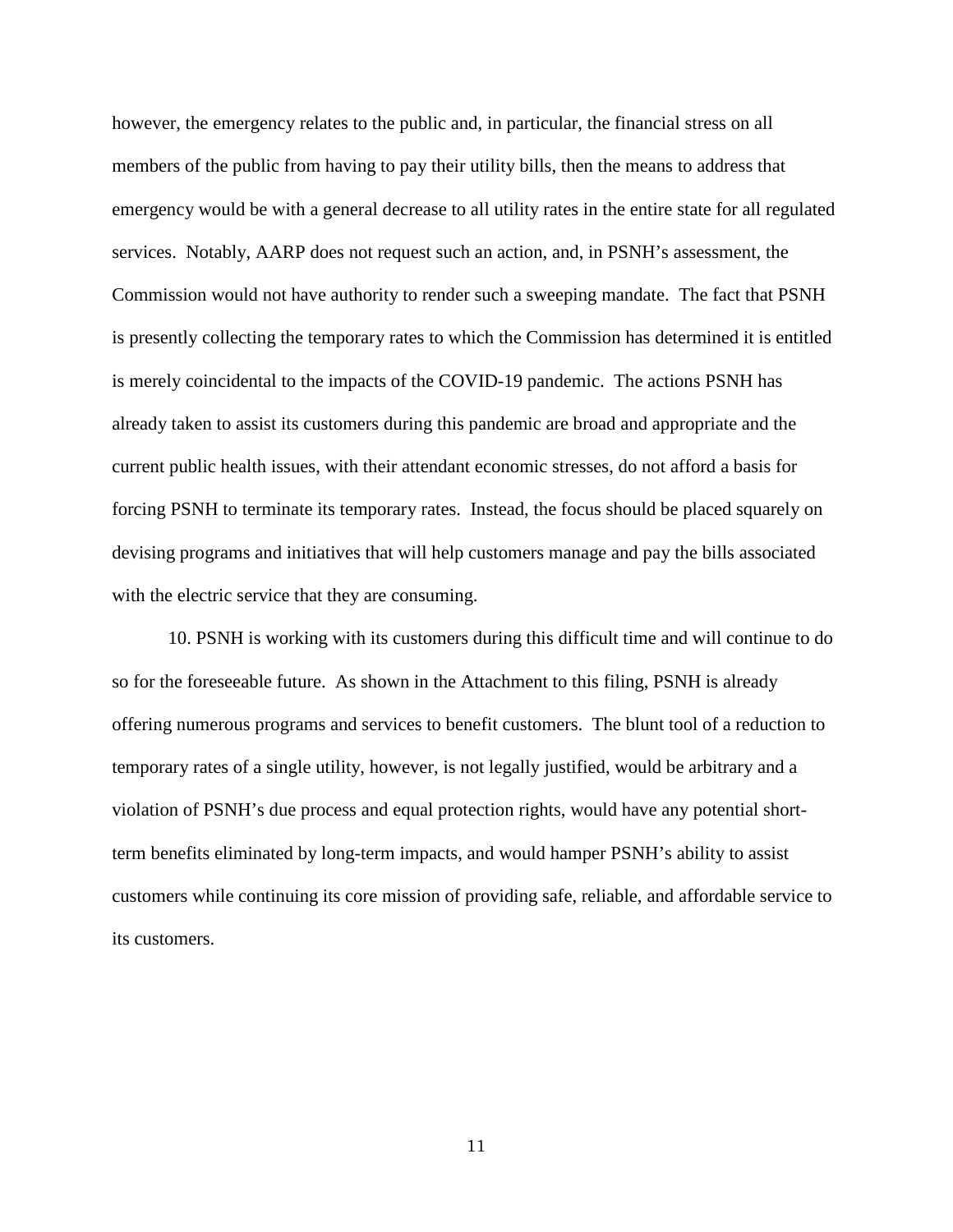however, the emergency relates to the public and, in particular, the financial stress on all members of the public from having to pay their utility bills, then the means to address that emergency would be with a general decrease to all utility rates in the entire state for all regulated services. Notably, AARP does not request such an action, and, in PSNH's assessment, the Commission would not have authority to render such a sweeping mandate. The fact that PSNH is presently collecting the temporary rates to which the Commission has determined it is entitled is merely coincidental to the impacts of the COVID-19 pandemic. The actions PSNH has already taken to assist its customers during this pandemic are broad and appropriate and the current public health issues, with their attendant economic stresses, do not afford a basis for forcing PSNH to terminate its temporary rates. Instead, the focus should be placed squarely on devising programs and initiatives that will help customers manage and pay the bills associated with the electric service that they are consuming.

10. PSNH is working with its customers during this difficult time and will continue to do so for the foreseeable future. As shown in the Attachment to this filing, PSNH is already offering numerous programs and services to benefit customers. The blunt tool of a reduction to temporary rates of a single utility, however, is not legally justified, would be arbitrary and a violation of PSNH's due process and equal protection rights, would have any potential short-term benefits eliminated by long-term impacts, and would hamper PSNH's ability to assist customers while continuing its core mission of providing safe, reliable, and affordable service to its customers.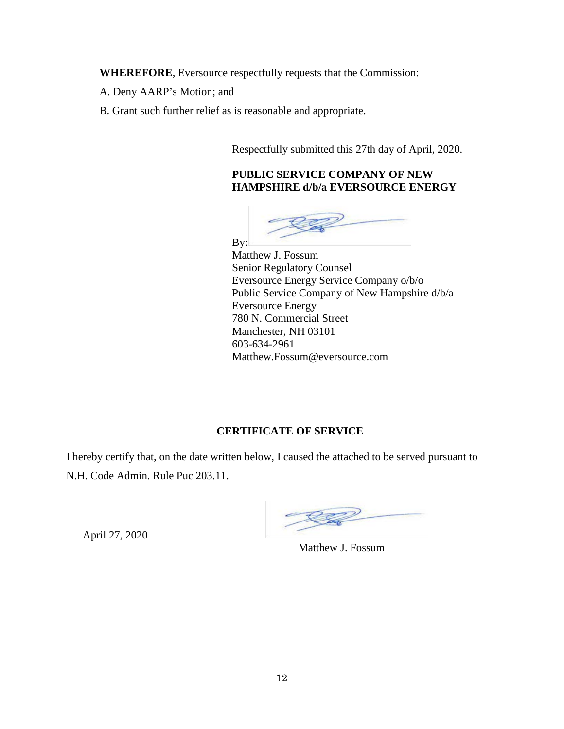**WHEREFORE**, Eversource respectfully requests that the Commission:

A. Deny AARP's Motion; and

B. Grant such further relief as is reasonable and appropriate.

Respectfully submitted this 27th day of April, 2020.

**PUBLIC SERVICE COMPANY OF NEW HAMPSHIRE d/b/a EVERSOURCE ENERGY**

By:

Matthew J. Fossum
Senior Regulatory Counsel
Eversource Energy Service Company o/b/o
Public Service Company of New Hampshire d/b/a
Eversource Energy
780 N. Commercial Street
Manchester, NH 03101
603-634-2961
Matthew.Fossum@eversource.com

## CERTIFICATE OF SERVICE

I hereby certify that, on the date written below, I caused the attached to be served pursuant to N.H. Code Admin. Rule Puc 203.11.

April 27, 2020

Matthew J. Fossum